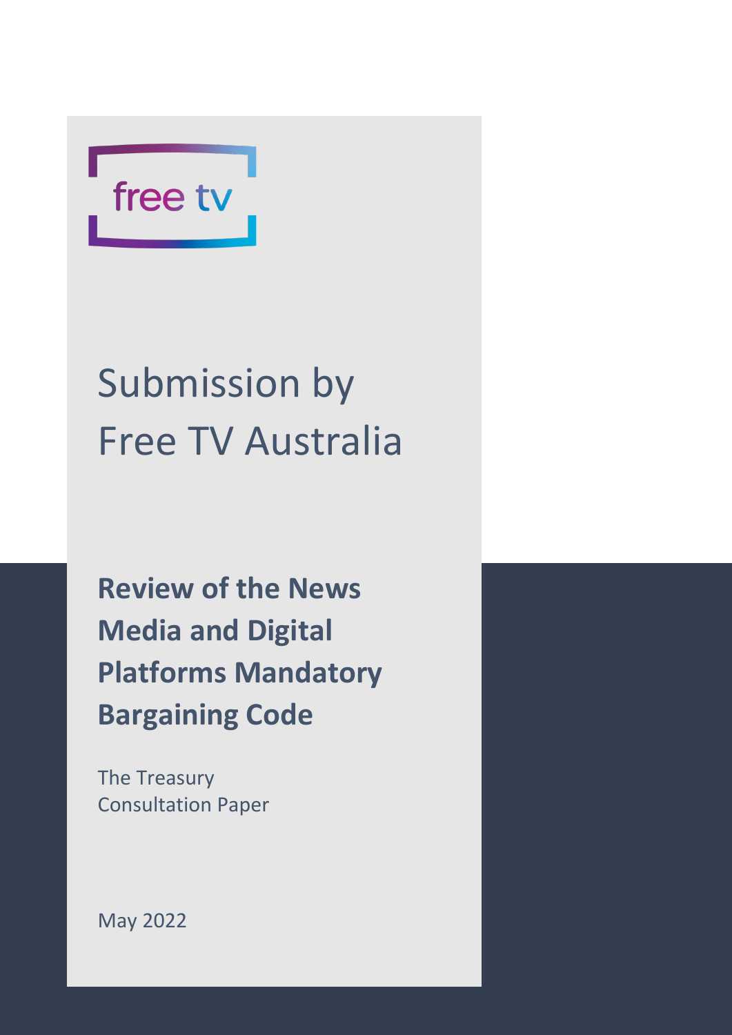free tv

# Submission by Free TV Australia

## Review of the News Media and Digital Platforms Mandatory Bargaining Code

The Treasury
Consultation Paper

May 2022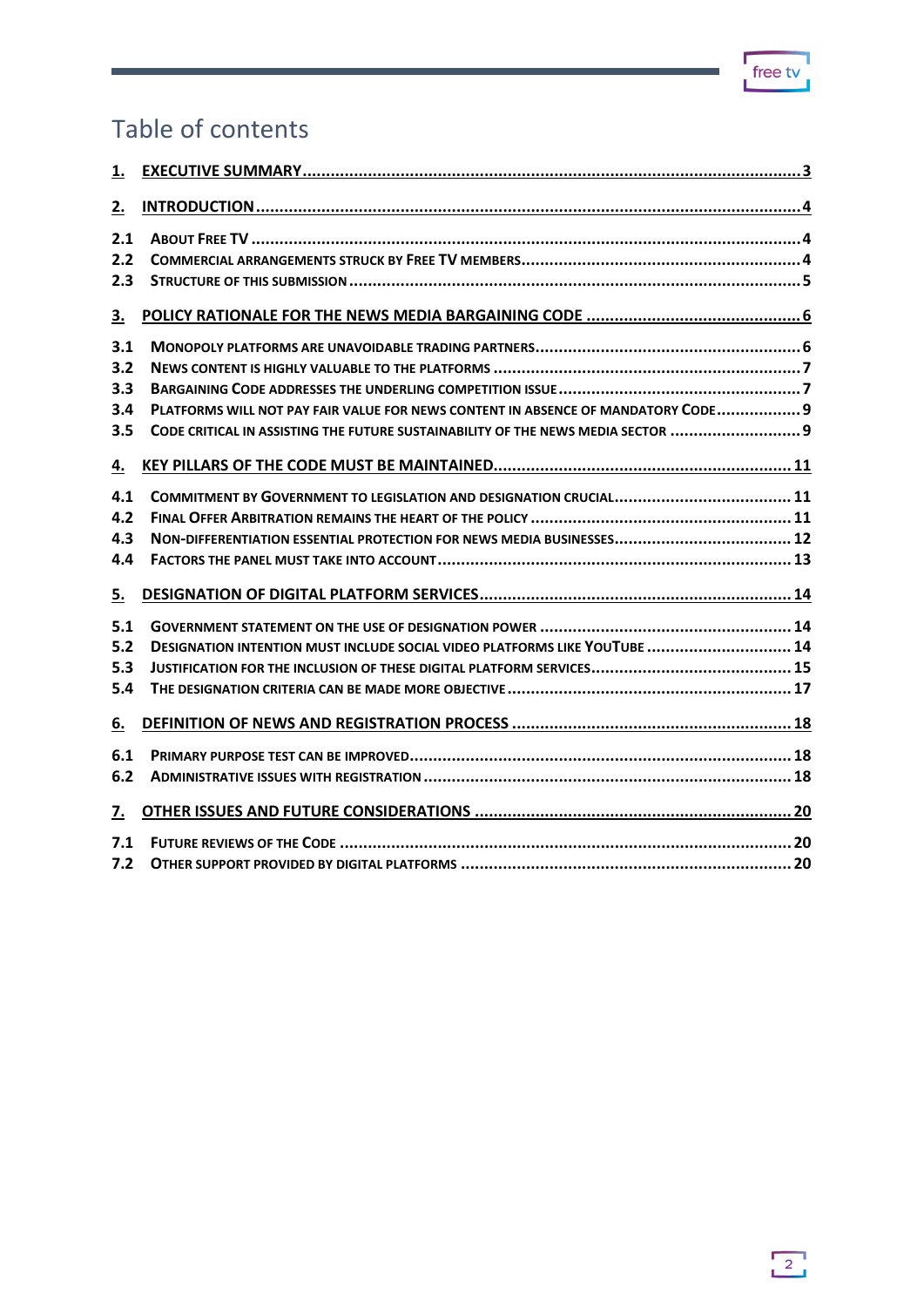# Table of contents

| | | |
|---|---|---|
| **1.** | **EXECUTIVE SUMMARY** | **3** |
| **2.** | **INTRODUCTION** | **4** |
| 2.1 | ABOUT FREE TV | 4 |
| 2.2 | COMMERCIAL ARRANGEMENTS STRUCK BY FREE TV MEMBERS | 4 |
| 2.3 | STRUCTURE OF THIS SUBMISSION | 5 |
| **3.** | **POLICY RATIONALE FOR THE NEWS MEDIA BARGAINING CODE** | **6** |
| 3.1 | MONOPOLY PLATFORMS ARE UNAVOIDABLE TRADING PARTNERS | 6 |
| 3.2 | NEWS CONTENT IS HIGHLY VALUABLE TO THE PLATFORMS | 7 |
| 3.3 | BARGAINING CODE ADDRESSES THE UNDERLING COMPETITION ISSUE | 7 |
| 3.4 | PLATFORMS WILL NOT PAY FAIR VALUE FOR NEWS CONTENT IN ABSENCE OF MANDATORY CODE | 9 |
| 3.5 | CODE CRITICAL IN ASSISTING THE FUTURE SUSTAINABILITY OF THE NEWS MEDIA SECTOR | 9 |
| **4.** | **KEY PILLARS OF THE CODE MUST BE MAINTAINED** | **11** |
| 4.1 | COMMITMENT BY GOVERNMENT TO LEGISLATION AND DESIGNATION CRUCIAL | 11 |
| 4.2 | FINAL OFFER ARBITRATION REMAINS THE HEART OF THE POLICY | 11 |
| 4.3 | NON-DIFFERENTIATION ESSENTIAL PROTECTION FOR NEWS MEDIA BUSINESSES | 12 |
| 4.4 | FACTORS THE PANEL MUST TAKE INTO ACCOUNT | 13 |
| **5.** | **DESIGNATION OF DIGITAL PLATFORM SERVICES** | **14** |
| 5.1 | GOVERNMENT STATEMENT ON THE USE OF DESIGNATION POWER | 14 |
| 5.2 | DESIGNATION INTENTION MUST INCLUDE SOCIAL VIDEO PLATFORMS LIKE YOUTUBE | 14 |
| 5.3 | JUSTIFICATION FOR THE INCLUSION OF THESE DIGITAL PLATFORM SERVICES | 15 |
| 5.4 | THE DESIGNATION CRITERIA CAN BE MADE MORE OBJECTIVE | 17 |
| **6.** | **DEFINITION OF NEWS AND REGISTRATION PROCESS** | **18** |
| 6.1 | PRIMARY PURPOSE TEST CAN BE IMPROVED | 18 |
| 6.2 | ADMINISTRATIVE ISSUES WITH REGISTRATION | 18 |
| **7.** | **OTHER ISSUES AND FUTURE CONSIDERATIONS** | **20** |
| 7.1 | FUTURE REVIEWS OF THE CODE | 20 |
| 7.2 | OTHER SUPPORT PROVIDED BY DIGITAL PLATFORMS | 20 |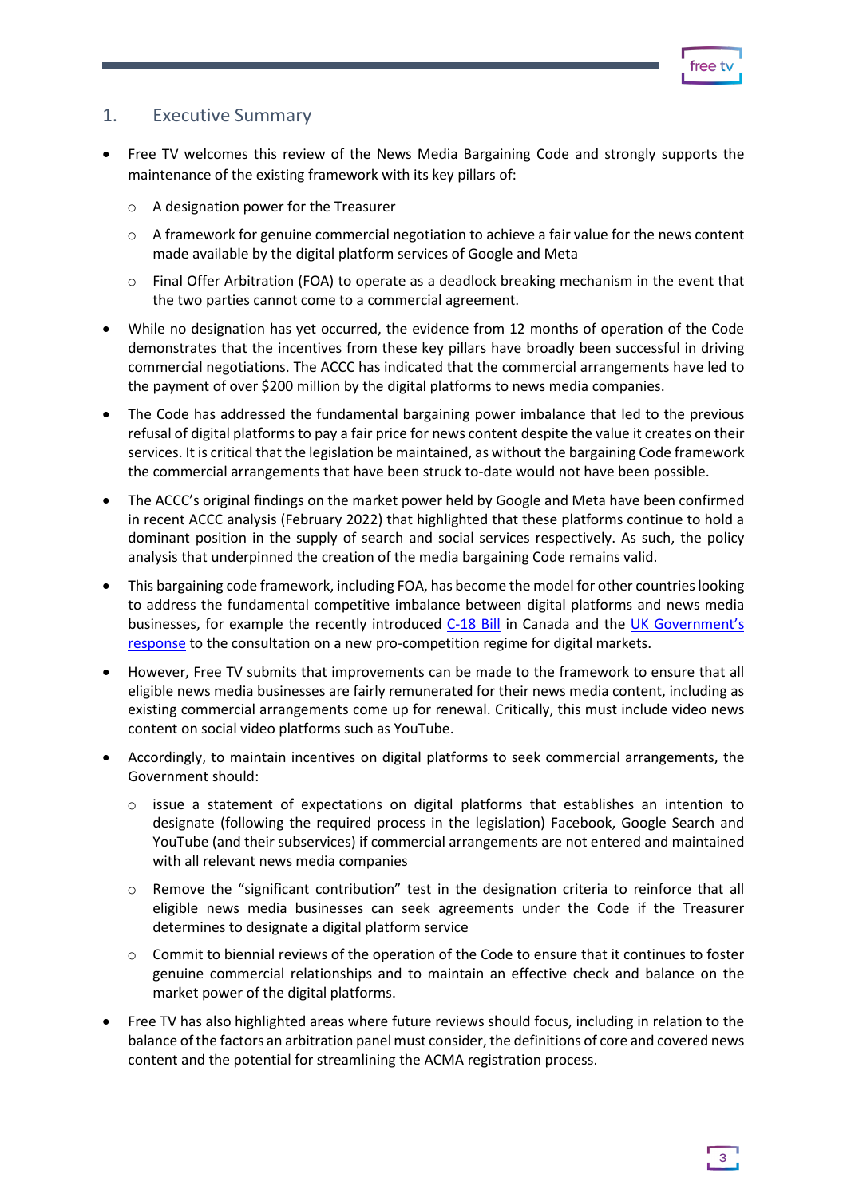## 1. Executive Summary

- Free TV welcomes this review of the News Media Bargaining Code and strongly supports the maintenance of the existing framework with its key pillars of:
  - A designation power for the Treasurer
  - A framework for genuine commercial negotiation to achieve a fair value for the news content made available by the digital platform services of Google and Meta
  - Final Offer Arbitration (FOA) to operate as a deadlock breaking mechanism in the event that the two parties cannot come to a commercial agreement.
- While no designation has yet occurred, the evidence from 12 months of operation of the Code demonstrates that the incentives from these key pillars have broadly been successful in driving commercial negotiations. The ACCC has indicated that the commercial arrangements have led to the payment of over $200 million by the digital platforms to news media companies.
- The Code has addressed the fundamental bargaining power imbalance that led to the previous refusal of digital platforms to pay a fair price for news content despite the value it creates on their services. It is critical that the legislation be maintained, as without the bargaining Code framework the commercial arrangements that have been struck to-date would not have been possible.
- The ACCC's original findings on the market power held by Google and Meta have been confirmed in recent ACCC analysis (February 2022) that highlighted that these platforms continue to hold a dominant position in the supply of search and social services respectively. As such, the policy analysis that underpinned the creation of the media bargaining Code remains valid.
- This bargaining code framework, including FOA, has become the model for other countries looking to address the fundamental competitive imbalance between digital platforms and news media businesses, for example the recently introduced C-18 Bill in Canada and the UK Government's response to the consultation on a new pro-competition regime for digital markets.
- However, Free TV submits that improvements can be made to the framework to ensure that all eligible news media businesses are fairly remunerated for their news media content, including as existing commercial arrangements come up for renewal. Critically, this must include video news content on social video platforms such as YouTube.
- Accordingly, to maintain incentives on digital platforms to seek commercial arrangements, the Government should:
  - issue a statement of expectations on digital platforms that establishes an intention to designate (following the required process in the legislation) Facebook, Google Search and YouTube (and their subservices) if commercial arrangements are not entered and maintained with all relevant news media companies
  - Remove the "significant contribution" test in the designation criteria to reinforce that all eligible news media businesses can seek agreements under the Code if the Treasurer determines to designate a digital platform service
  - Commit to biennial reviews of the operation of the Code to ensure that it continues to foster genuine commercial relationships and to maintain an effective check and balance on the market power of the digital platforms.
- Free TV has also highlighted areas where future reviews should focus, including in relation to the balance of the factors an arbitration panel must consider, the definitions of core and covered news content and the potential for streamlining the ACMA registration process.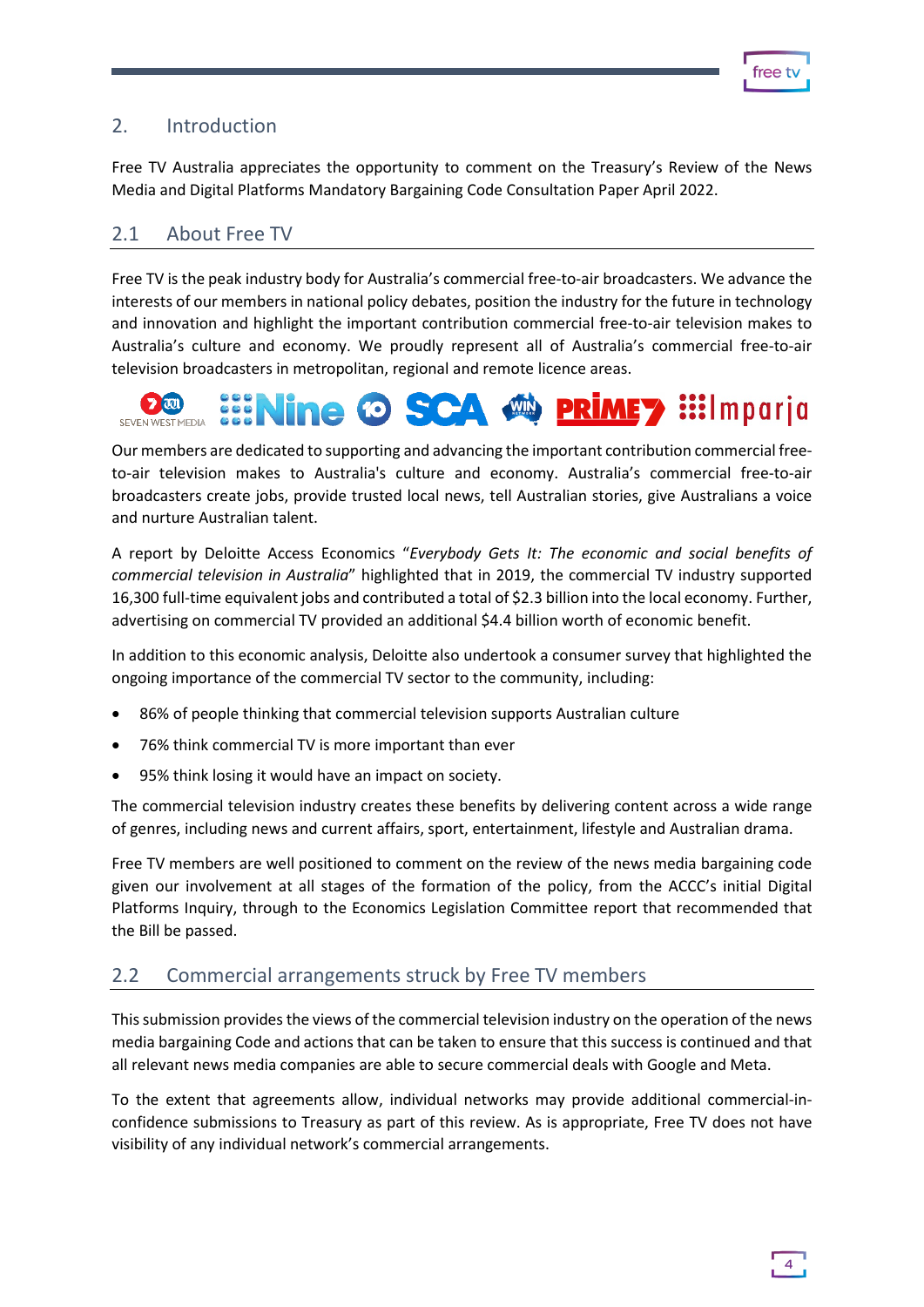## 2. Introduction

Free TV Australia appreciates the opportunity to comment on the Treasury's Review of the News Media and Digital Platforms Mandatory Bargaining Code Consultation Paper April 2022.

### 2.1 About Free TV

Free TV is the peak industry body for Australia's commercial free-to-air broadcasters. We advance the interests of our members in national policy debates, position the industry for the future in technology and innovation and highlight the important contribution commercial free-to-air television makes to Australia's culture and economy. We proudly represent all of Australia's commercial free-to-air television broadcasters in metropolitan, regional and remote licence areas.

Our members are dedicated to supporting and advancing the important contribution commercial free-to-air television makes to Australia's culture and economy. Australia's commercial free-to-air broadcasters create jobs, provide trusted local news, tell Australian stories, give Australians a voice and nurture Australian talent.

A report by Deloitte Access Economics "*Everybody Gets It: The economic and social benefits of commercial television in Australia*" highlighted that in 2019, the commercial TV industry supported 16,300 full-time equivalent jobs and contributed a total of $2.3 billion into the local economy. Further, advertising on commercial TV provided an additional $4.4 billion worth of economic benefit.

In addition to this economic analysis, Deloitte also undertook a consumer survey that highlighted the ongoing importance of the commercial TV sector to the community, including:

- 86% of people thinking that commercial television supports Australian culture
- 76% think commercial TV is more important than ever
- 95% think losing it would have an impact on society.

The commercial television industry creates these benefits by delivering content across a wide range of genres, including news and current affairs, sport, entertainment, lifestyle and Australian drama.

Free TV members are well positioned to comment on the review of the news media bargaining code given our involvement at all stages of the formation of the policy, from the ACCC's initial Digital Platforms Inquiry, through to the Economics Legislation Committee report that recommended that the Bill be passed.

### 2.2 Commercial arrangements struck by Free TV members

This submission provides the views of the commercial television industry on the operation of the news media bargaining Code and actions that can be taken to ensure that this success is continued and that all relevant news media companies are able to secure commercial deals with Google and Meta.

To the extent that agreements allow, individual networks may provide additional commercial-in-confidence submissions to Treasury as part of this review. As is appropriate, Free TV does not have visibility of any individual network's commercial arrangements.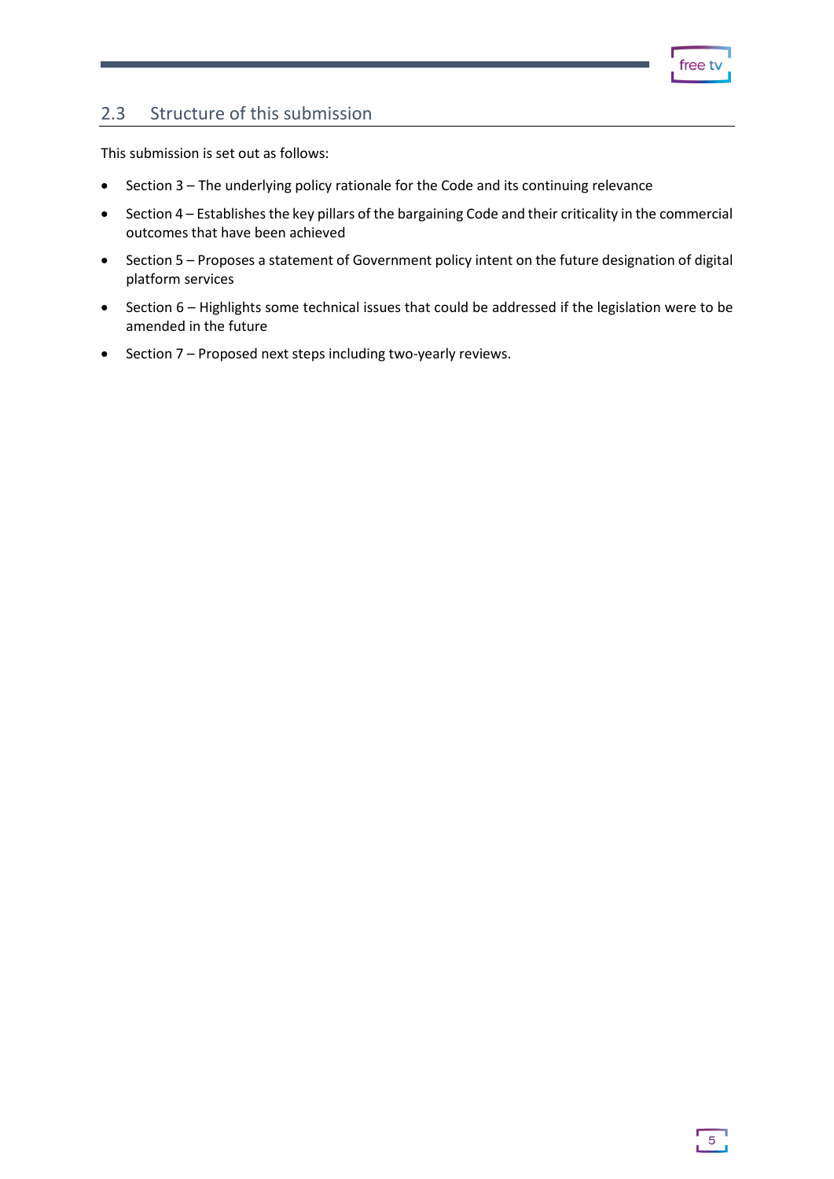## 2.3 Structure of this submission

This submission is set out as follows:

- Section 3 – The underlying policy rationale for the Code and its continuing relevance
- Section 4 – Establishes the key pillars of the bargaining Code and their criticality in the commercial outcomes that have been achieved
- Section 5 – Proposes a statement of Government policy intent on the future designation of digital platform services
- Section 6 – Highlights some technical issues that could be addressed if the legislation were to be amended in the future
- Section 7 – Proposed next steps including two-yearly reviews.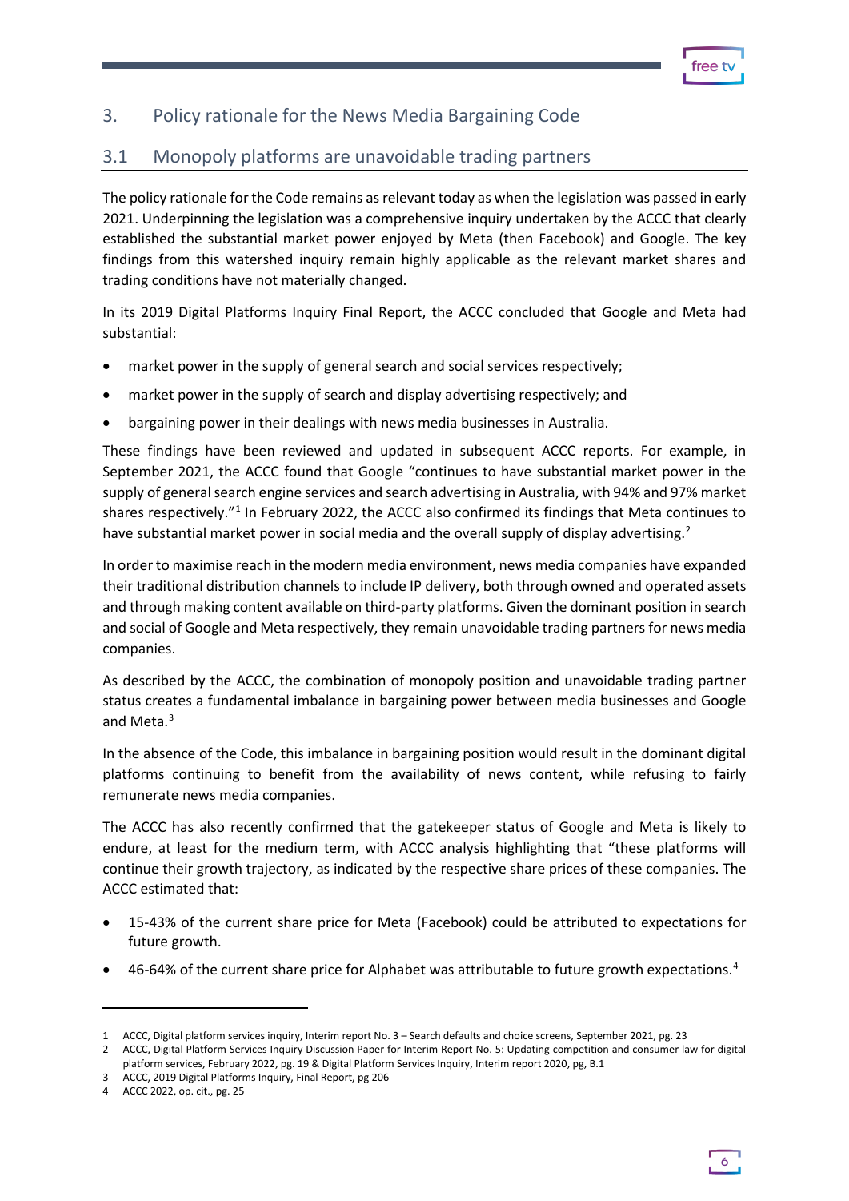## 3. Policy rationale for the News Media Bargaining Code

### 3.1 Monopoly platforms are unavoidable trading partners

The policy rationale for the Code remains as relevant today as when the legislation was passed in early 2021. Underpinning the legislation was a comprehensive inquiry undertaken by the ACCC that clearly established the substantial market power enjoyed by Meta (then Facebook) and Google. The key findings from this watershed inquiry remain highly applicable as the relevant market shares and trading conditions have not materially changed.

In its 2019 Digital Platforms Inquiry Final Report, the ACCC concluded that Google and Meta had substantial:

- market power in the supply of general search and social services respectively;
- market power in the supply of search and display advertising respectively; and
- bargaining power in their dealings with news media businesses in Australia.

These findings have been reviewed and updated in subsequent ACCC reports. For example, in September 2021, the ACCC found that Google "continues to have substantial market power in the supply of general search engine services and search advertising in Australia, with 94% and 97% market shares respectively."[1] In February 2022, the ACCC also confirmed its findings that Meta continues to have substantial market power in social media and the overall supply of display advertising.[2]

In order to maximise reach in the modern media environment, news media companies have expanded their traditional distribution channels to include IP delivery, both through owned and operated assets and through making content available on third-party platforms. Given the dominant position in search and social of Google and Meta respectively, they remain unavoidable trading partners for news media companies.

As described by the ACCC, the combination of monopoly position and unavoidable trading partner status creates a fundamental imbalance in bargaining power between media businesses and Google and Meta.[3]

In the absence of the Code, this imbalance in bargaining position would result in the dominant digital platforms continuing to benefit from the availability of news content, while refusing to fairly remunerate news media companies.

The ACCC has also recently confirmed that the gatekeeper status of Google and Meta is likely to endure, at least for the medium term, with ACCC analysis highlighting that "these platforms will continue their growth trajectory, as indicated by the respective share prices of these companies. The ACCC estimated that:

- 15-43% of the current share price for Meta (Facebook) could be attributed to expectations for future growth.
- 46-64% of the current share price for Alphabet was attributable to future growth expectations.[4]

---

1 ACCC, Digital platform services inquiry, Interim report No. 3 – Search defaults and choice screens, September 2021, pg. 23

2 ACCC, Digital Platform Services Inquiry Discussion Paper for Interim Report No. 5: Updating competition and consumer law for digital platform services, February 2022, pg. 19 & Digital Platform Services Inquiry, Interim report 2020, pg, B.1

3 ACCC, 2019 Digital Platforms Inquiry, Final Report, pg 206

4 ACCC 2022, op. cit., pg. 25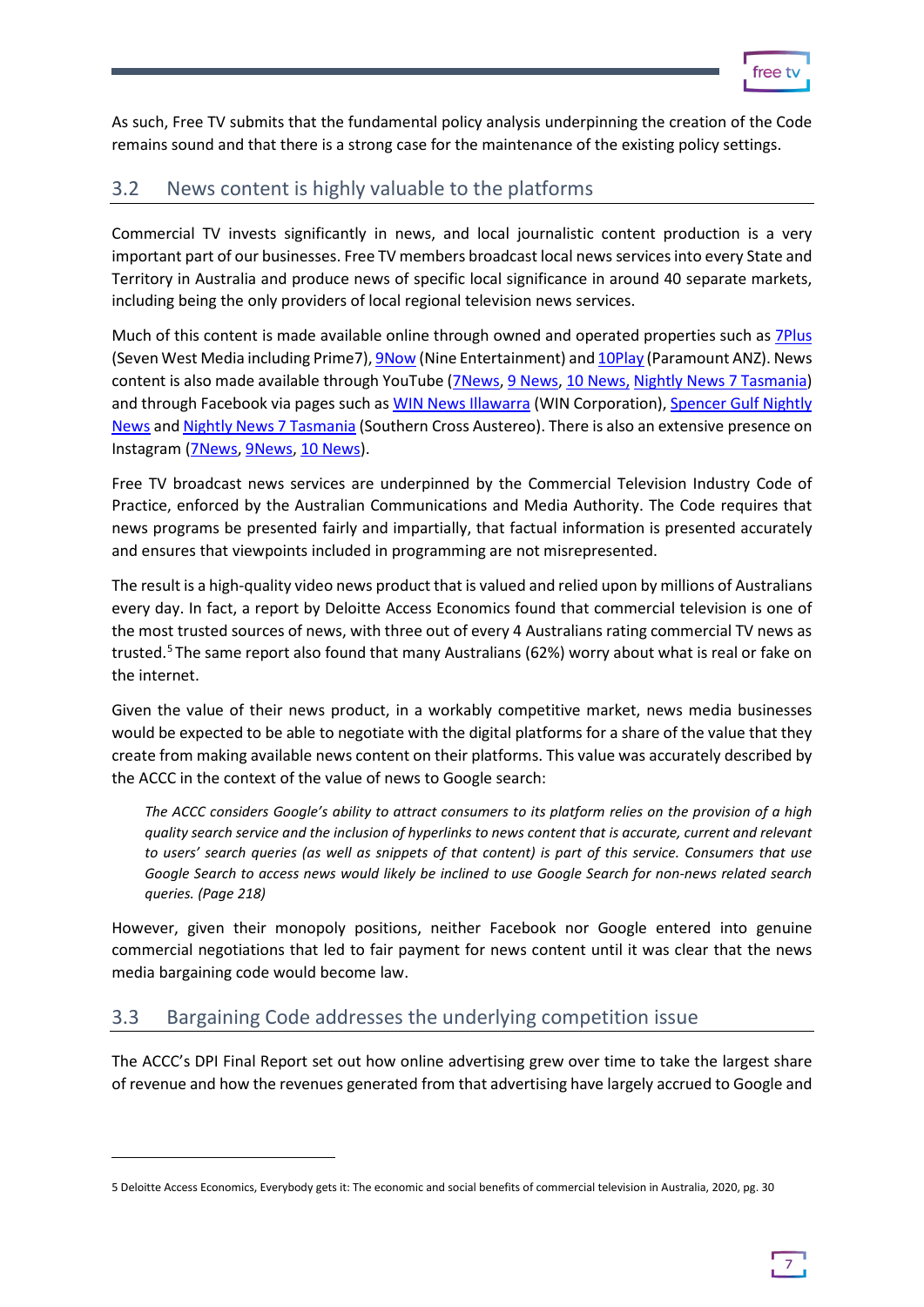As such, Free TV submits that the fundamental policy analysis underpinning the creation of the Code remains sound and that there is a strong case for the maintenance of the existing policy settings.

## 3.2 News content is highly valuable to the platforms

Commercial TV invests significantly in news, and local journalistic content production is a very important part of our businesses. Free TV members broadcast local news services into every State and Territory in Australia and produce news of specific local significance in around 40 separate markets, including being the only providers of local regional television news services.

Much of this content is made available online through owned and operated properties such as 7Plus (Seven West Media including Prime7), 9Now (Nine Entertainment) and 10Play (Paramount ANZ). News content is also made available through YouTube (7News, 9 News, 10 News, Nightly News 7 Tasmania) and through Facebook via pages such as WIN News Illawarra (WIN Corporation), Spencer Gulf Nightly News and Nightly News 7 Tasmania (Southern Cross Austereo). There is also an extensive presence on Instagram (7News, 9News, 10 News).

Free TV broadcast news services are underpinned by the Commercial Television Industry Code of Practice, enforced by the Australian Communications and Media Authority. The Code requires that news programs be presented fairly and impartially, that factual information is presented accurately and ensures that viewpoints included in programming are not misrepresented.

The result is a high-quality video news product that is valued and relied upon by millions of Australians every day. In fact, a report by Deloitte Access Economics found that commercial television is one of the most trusted sources of news, with three out of every 4 Australians rating commercial TV news as trusted.[5] The same report also found that many Australians (62%) worry about what is real or fake on the internet.

Given the value of their news product, in a workably competitive market, news media businesses would be expected to be able to negotiate with the digital platforms for a share of the value that they create from making available news content on their platforms. This value was accurately described by the ACCC in the context of the value of news to Google search:

> *The ACCC considers Google's ability to attract consumers to its platform relies on the provision of a high quality search service and the inclusion of hyperlinks to news content that is accurate, current and relevant to users' search queries (as well as snippets of that content) is part of this service. Consumers that use Google Search to access news would likely be inclined to use Google Search for non-news related search queries. (Page 218)*

However, given their monopoly positions, neither Facebook nor Google entered into genuine commercial negotiations that led to fair payment for news content until it was clear that the news media bargaining code would become law.

## 3.3 Bargaining Code addresses the underlying competition issue

The ACCC's DPI Final Report set out how online advertising grew over time to take the largest share of revenue and how the revenues generated from that advertising have largely accrued to Google and

---

5 Deloitte Access Economics, Everybody gets it: The economic and social benefits of commercial television in Australia, 2020, pg. 30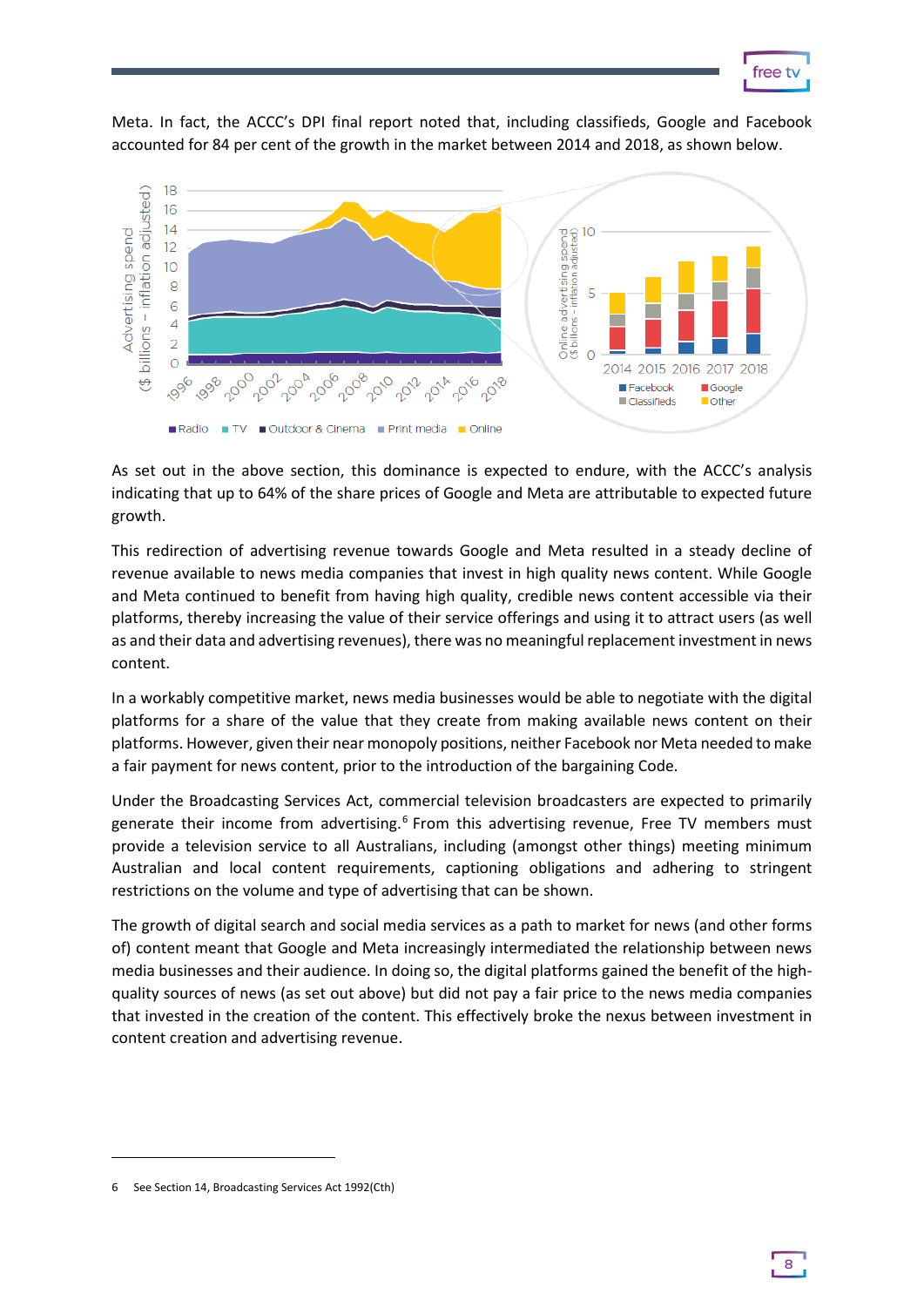Meta. In fact, the ACCC's DPI final report noted that, including classifieds, Google and Facebook accounted for 84 per cent of the growth in the market between 2014 and 2018, as shown below.

As set out in the above section, this dominance is expected to endure, with the ACCC's analysis indicating that up to 64% of the share prices of Google and Meta are attributable to expected future growth.

This redirection of advertising revenue towards Google and Meta resulted in a steady decline of revenue available to news media companies that invest in high quality news content. While Google and Meta continued to benefit from having high quality, credible news content accessible via their platforms, thereby increasing the value of their service offerings and using it to attract users (as well as and their data and advertising revenues), there was no meaningful replacement investment in news content.

In a workably competitive market, news media businesses would be able to negotiate with the digital platforms for a share of the value that they create from making available news content on their platforms. However, given their near monopoly positions, neither Facebook nor Meta needed to make a fair payment for news content, prior to the introduction of the bargaining Code.

Under the Broadcasting Services Act, commercial television broadcasters are expected to primarily generate their income from advertising.[6] From this advertising revenue, Free TV members must provide a television service to all Australians, including (amongst other things) meeting minimum Australian and local content requirements, captioning obligations and adhering to stringent restrictions on the volume and type of advertising that can be shown.

The growth of digital search and social media services as a path to market for news (and other forms of) content meant that Google and Meta increasingly intermediated the relationship between news media businesses and their audience. In doing so, the digital platforms gained the benefit of the high-quality sources of news (as set out above) but did not pay a fair price to the news media companies that invested in the creation of the content. This effectively broke the nexus between investment in content creation and advertising revenue.

---

6 See Section 14, Broadcasting Services Act 1992(Cth)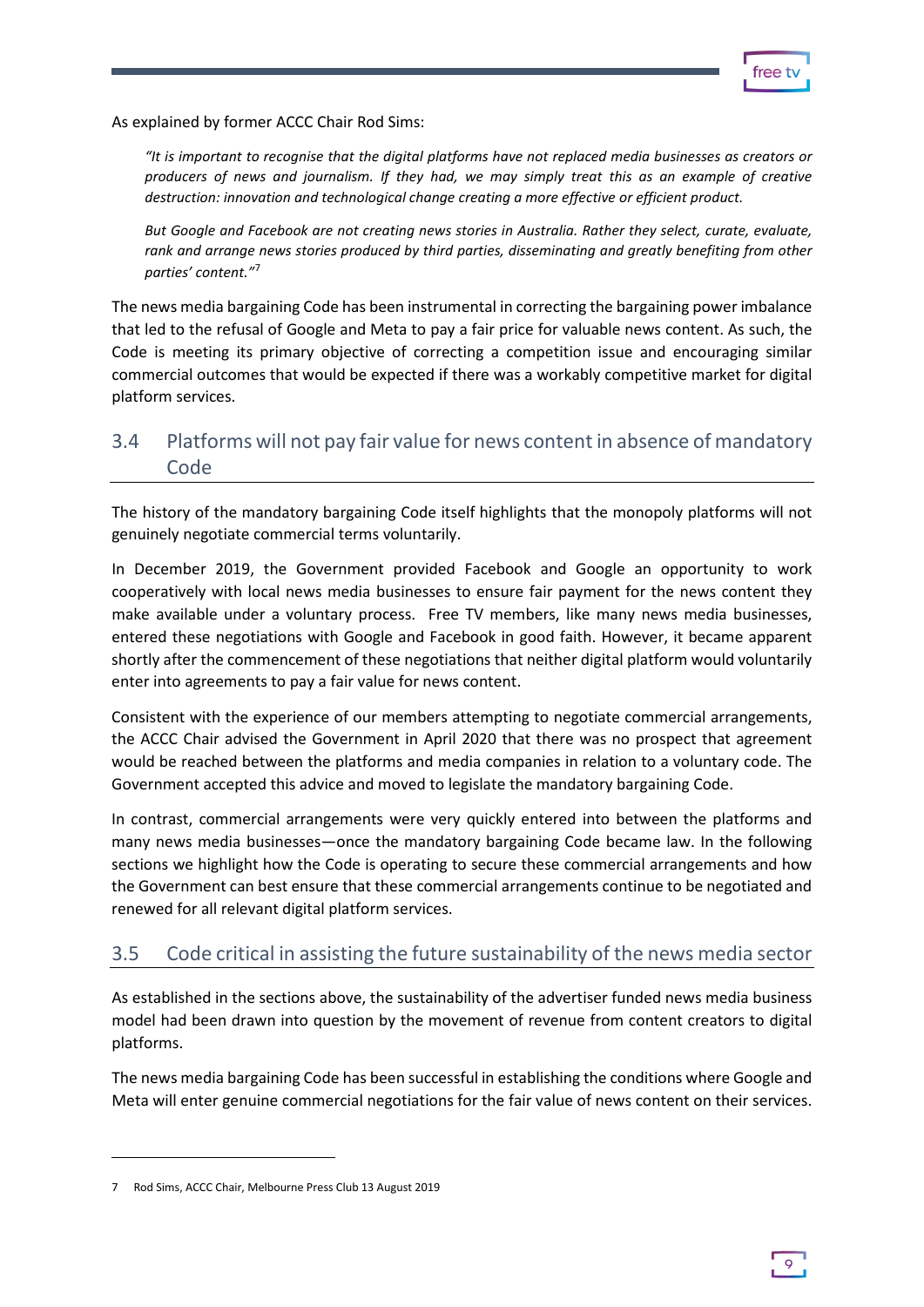As explained by former ACCC Chair Rod Sims:

> *"It is important to recognise that the digital platforms have not replaced media businesses as creators or producers of news and journalism. If they had, we may simply treat this as an example of creative destruction: innovation and technological change creating a more effective or efficient product.*
>
> *But Google and Facebook are not creating news stories in Australia. Rather they select, curate, evaluate, rank and arrange news stories produced by third parties, disseminating and greatly benefiting from other parties' content."*[7]

The news media bargaining Code has been instrumental in correcting the bargaining power imbalance that led to the refusal of Google and Meta to pay a fair price for valuable news content. As such, the Code is meeting its primary objective of correcting a competition issue and encouraging similar commercial outcomes that would be expected if there was a workably competitive market for digital platform services.

## 3.4 Platforms will not pay fair value for news content in absence of mandatory Code

The history of the mandatory bargaining Code itself highlights that the monopoly platforms will not genuinely negotiate commercial terms voluntarily.

In December 2019, the Government provided Facebook and Google an opportunity to work cooperatively with local news media businesses to ensure fair payment for the news content they make available under a voluntary process. Free TV members, like many news media businesses, entered these negotiations with Google and Facebook in good faith. However, it became apparent shortly after the commencement of these negotiations that neither digital platform would voluntarily enter into agreements to pay a fair value for news content.

Consistent with the experience of our members attempting to negotiate commercial arrangements, the ACCC Chair advised the Government in April 2020 that there was no prospect that agreement would be reached between the platforms and media companies in relation to a voluntary code. The Government accepted this advice and moved to legislate the mandatory bargaining Code.

In contrast, commercial arrangements were very quickly entered into between the platforms and many news media businesses—once the mandatory bargaining Code became law. In the following sections we highlight how the Code is operating to secure these commercial arrangements and how the Government can best ensure that these commercial arrangements continue to be negotiated and renewed for all relevant digital platform services.

## 3.5 Code critical in assisting the future sustainability of the news media sector

As established in the sections above, the sustainability of the advertiser funded news media business model had been drawn into question by the movement of revenue from content creators to digital platforms.

The news media bargaining Code has been successful in establishing the conditions where Google and Meta will enter genuine commercial negotiations for the fair value of news content on their services.

---

7 Rod Sims, ACCC Chair, Melbourne Press Club 13 August 2019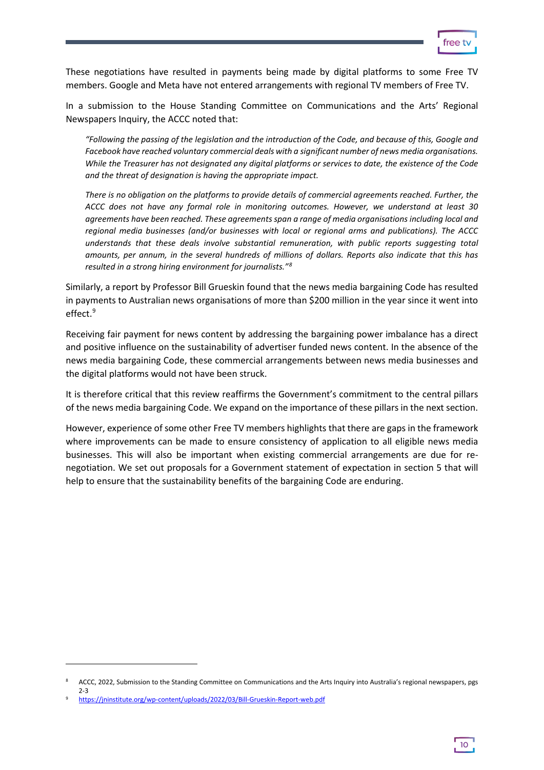These negotiations have resulted in payments being made by digital platforms to some Free TV members. Google and Meta have not entered arrangements with regional TV members of Free TV.

In a submission to the House Standing Committee on Communications and the Arts' Regional Newspapers Inquiry, the ACCC noted that:

> *"Following the passing of the legislation and the introduction of the Code, and because of this, Google and Facebook have reached voluntary commercial deals with a significant number of news media organisations. While the Treasurer has not designated any digital platforms or services to date, the existence of the Code and the threat of designation is having the appropriate impact.*
>
> *There is no obligation on the platforms to provide details of commercial agreements reached. Further, the ACCC does not have any formal role in monitoring outcomes. However, we understand at least 30 agreements have been reached. These agreements span a range of media organisations including local and regional media businesses (and/or businesses with local or regional arms and publications). The ACCC understands that these deals involve substantial remuneration, with public reports suggesting total amounts, per annum, in the several hundreds of millions of dollars. Reports also indicate that this has resulted in a strong hiring environment for journalists."*[8]

Similarly, a report by Professor Bill Grueskin found that the news media bargaining Code has resulted in payments to Australian news organisations of more than $200 million in the year since it went into effect.[9]

Receiving fair payment for news content by addressing the bargaining power imbalance has a direct and positive influence on the sustainability of advertiser funded news content. In the absence of the news media bargaining Code, these commercial arrangements between news media businesses and the digital platforms would not have been struck.

It is therefore critical that this review reaffirms the Government's commitment to the central pillars of the news media bargaining Code. We expand on the importance of these pillars in the next section.

However, experience of some other Free TV members highlights that there are gaps in the framework where improvements can be made to ensure consistency of application to all eligible news media businesses. This will also be important when existing commercial arrangements are due for re-negotiation. We set out proposals for a Government statement of expectation in section 5 that will help to ensure that the sustainability benefits of the bargaining Code are enduring.

---

[8] ACCC, 2022, Submission to the Standing Committee on Communications and the Arts Inquiry into Australia's regional newspapers, pgs 2-3

[9] https://jninstitute.org/wp-content/uploads/2022/03/Bill-Grueskin-Report-web.pdf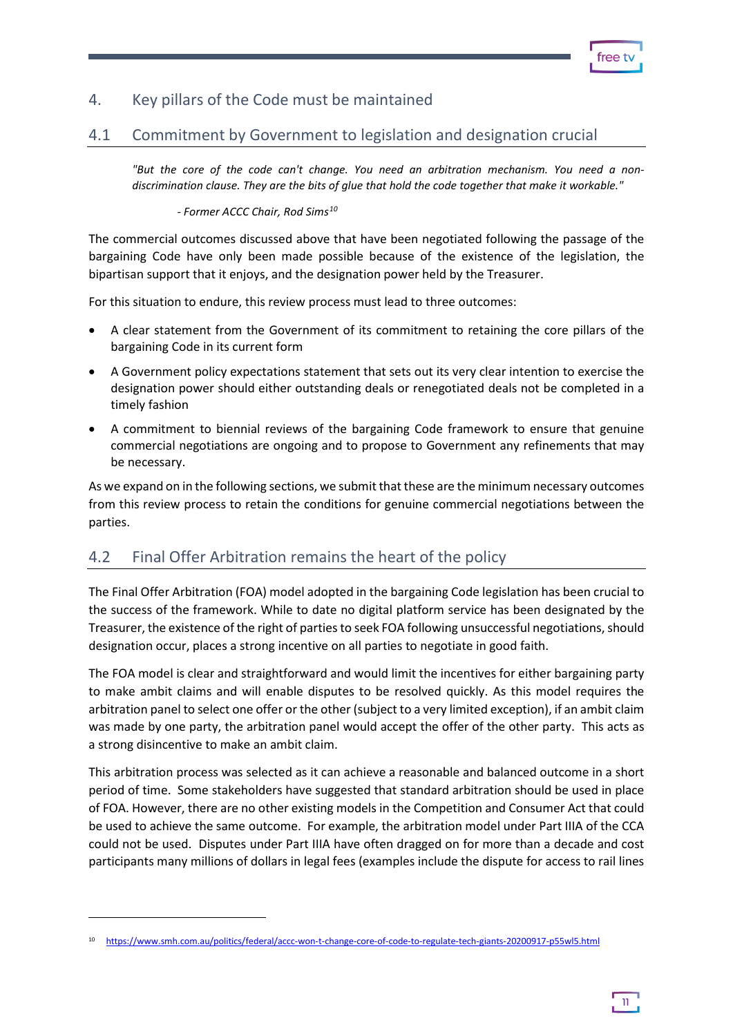# 4. Key pillars of the Code must be maintained

## 4.1 Commitment by Government to legislation and designation crucial

> *"But the core of the code can't change. You need an arbitration mechanism. You need a non-discrimination clause. They are the bits of glue that hold the code together that make it workable."*
>
> *- Former ACCC Chair, Rod Sims*[10]

The commercial outcomes discussed above that have been negotiated following the passage of the bargaining Code have only been made possible because of the existence of the legislation, the bipartisan support that it enjoys, and the designation power held by the Treasurer.

For this situation to endure, this review process must lead to three outcomes:

- A clear statement from the Government of its commitment to retaining the core pillars of the bargaining Code in its current form
- A Government policy expectations statement that sets out its very clear intention to exercise the designation power should either outstanding deals or renegotiated deals not be completed in a timely fashion
- A commitment to biennial reviews of the bargaining Code framework to ensure that genuine commercial negotiations are ongoing and to propose to Government any refinements that may be necessary.

As we expand on in the following sections, we submit that these are the minimum necessary outcomes from this review process to retain the conditions for genuine commercial negotiations between the parties.

## 4.2 Final Offer Arbitration remains the heart of the policy

The Final Offer Arbitration (FOA) model adopted in the bargaining Code legislation has been crucial to the success of the framework. While to date no digital platform service has been designated by the Treasurer, the existence of the right of parties to seek FOA following unsuccessful negotiations, should designation occur, places a strong incentive on all parties to negotiate in good faith.

The FOA model is clear and straightforward and would limit the incentives for either bargaining party to make ambit claims and will enable disputes to be resolved quickly. As this model requires the arbitration panel to select one offer or the other (subject to a very limited exception), if an ambit claim was made by one party, the arbitration panel would accept the offer of the other party. This acts as a strong disincentive to make an ambit claim.

This arbitration process was selected as it can achieve a reasonable and balanced outcome in a short period of time. Some stakeholders have suggested that standard arbitration should be used in place of FOA. However, there are no other existing models in the Competition and Consumer Act that could be used to achieve the same outcome. For example, the arbitration model under Part IIIA of the CCA could not be used. Disputes under Part IIIA have often dragged on for more than a decade and cost participants many millions of dollars in legal fees (examples include the dispute for access to rail lines

---

[10] https://www.smh.com.au/politics/federal/accc-won-t-change-core-of-code-to-regulate-tech-giants-20200917-p55wl5.html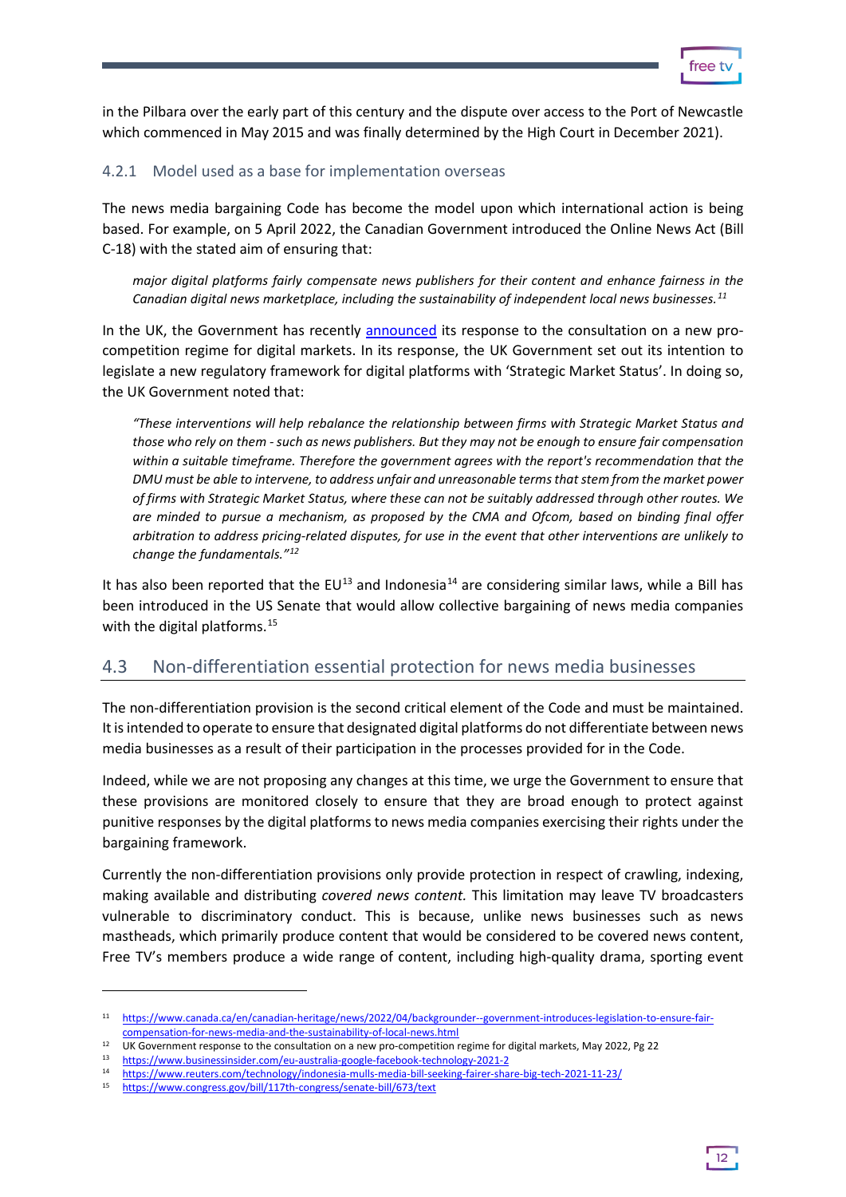in the Pilbara over the early part of this century and the dispute over access to the Port of Newcastle which commenced in May 2015 and was finally determined by the High Court in December 2021).

### 4.2.1 Model used as a base for implementation overseas

The news media bargaining Code has become the model upon which international action is being based. For example, on 5 April 2022, the Canadian Government introduced the Online News Act (Bill C-18) with the stated aim of ensuring that:

> *major digital platforms fairly compensate news publishers for their content and enhance fairness in the Canadian digital news marketplace, including the sustainability of independent local news businesses.*[11]

In the UK, the Government has recently announced its response to the consultation on a new pro-competition regime for digital markets. In its response, the UK Government set out its intention to legislate a new regulatory framework for digital platforms with 'Strategic Market Status'. In doing so, the UK Government noted that:

> *"These interventions will help rebalance the relationship between firms with Strategic Market Status and those who rely on them - such as news publishers. But they may not be enough to ensure fair compensation within a suitable timeframe. Therefore the government agrees with the report's recommendation that the DMU must be able to intervene, to address unfair and unreasonable terms that stem from the market power of firms with Strategic Market Status, where these can not be suitably addressed through other routes. We are minded to pursue a mechanism, as proposed by the CMA and Ofcom, based on binding final offer arbitration to address pricing-related disputes, for use in the event that other interventions are unlikely to change the fundamentals."*[12]

It has also been reported that the EU[13] and Indonesia[14] are considering similar laws, while a Bill has been introduced in the US Senate that would allow collective bargaining of news media companies with the digital platforms.[15]

## 4.3 Non-differentiation essential protection for news media businesses

The non-differentiation provision is the second critical element of the Code and must be maintained. It is intended to operate to ensure that designated digital platforms do not differentiate between news media businesses as a result of their participation in the processes provided for in the Code.

Indeed, while we are not proposing any changes at this time, we urge the Government to ensure that these provisions are monitored closely to ensure that they are broad enough to protect against punitive responses by the digital platforms to news media companies exercising their rights under the bargaining framework.

Currently the non-differentiation provisions only provide protection in respect of crawling, indexing, making available and distributing *covered news content.* This limitation may leave TV broadcasters vulnerable to discriminatory conduct. This is because, unlike news businesses such as news mastheads, which primarily produce content that would be considered to be covered news content, Free TV's members produce a wide range of content, including high-quality drama, sporting event

---

[11] https://www.canada.ca/en/canadian-heritage/news/2022/04/backgrounder--government-introduces-legislation-to-ensure-fair-compensation-for-news-media-and-the-sustainability-of-local-news.html

[12] UK Government response to the consultation on a new pro-competition regime for digital markets, May 2022, Pg 22

[13] https://www.businessinsider.com/eu-australia-google-facebook-technology-2021-2

[14] https://www.reuters.com/technology/indonesia-mulls-media-bill-seeking-fairer-share-big-tech-2021-11-23/

[15] https://www.congress.gov/bill/117th-congress/senate-bill/673/text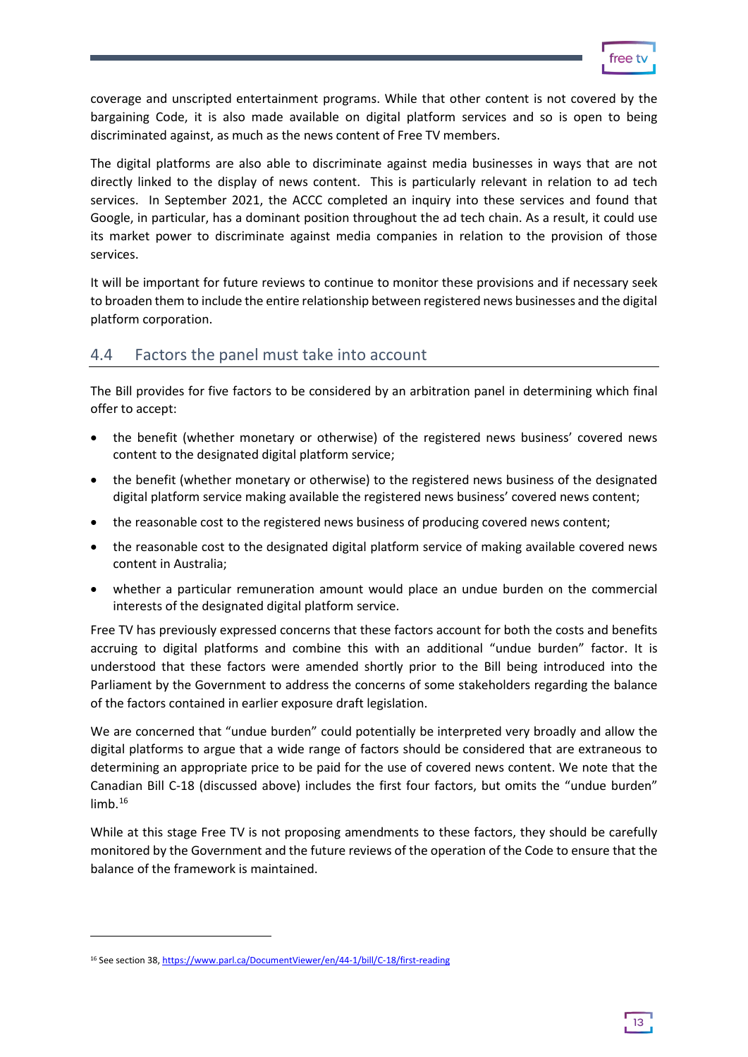coverage and unscripted entertainment programs. While that other content is not covered by the bargaining Code, it is also made available on digital platform services and so is open to being discriminated against, as much as the news content of Free TV members.

The digital platforms are also able to discriminate against media businesses in ways that are not directly linked to the display of news content. This is particularly relevant in relation to ad tech services. In September 2021, the ACCC completed an inquiry into these services and found that Google, in particular, has a dominant position throughout the ad tech chain. As a result, it could use its market power to discriminate against media companies in relation to the provision of those services.

It will be important for future reviews to continue to monitor these provisions and if necessary seek to broaden them to include the entire relationship between registered news businesses and the digital platform corporation.

## 4.4 Factors the panel must take into account

The Bill provides for five factors to be considered by an arbitration panel in determining which final offer to accept:

- the benefit (whether monetary or otherwise) of the registered news business' covered news content to the designated digital platform service;
- the benefit (whether monetary or otherwise) to the registered news business of the designated digital platform service making available the registered news business' covered news content;
- the reasonable cost to the registered news business of producing covered news content;
- the reasonable cost to the designated digital platform service of making available covered news content in Australia;
- whether a particular remuneration amount would place an undue burden on the commercial interests of the designated digital platform service.

Free TV has previously expressed concerns that these factors account for both the costs and benefits accruing to digital platforms and combine this with an additional "undue burden" factor. It is understood that these factors were amended shortly prior to the Bill being introduced into the Parliament by the Government to address the concerns of some stakeholders regarding the balance of the factors contained in earlier exposure draft legislation.

We are concerned that "undue burden" could potentially be interpreted very broadly and allow the digital platforms to argue that a wide range of factors should be considered that are extraneous to determining an appropriate price to be paid for the use of covered news content. We note that the Canadian Bill C-18 (discussed above) includes the first four factors, but omits the "undue burden" limb.[16]

While at this stage Free TV is not proposing amendments to these factors, they should be carefully monitored by the Government and the future reviews of the operation of the Code to ensure that the balance of the framework is maintained.

[16] See section 38, https://www.parl.ca/DocumentViewer/en/44-1/bill/C-18/first-reading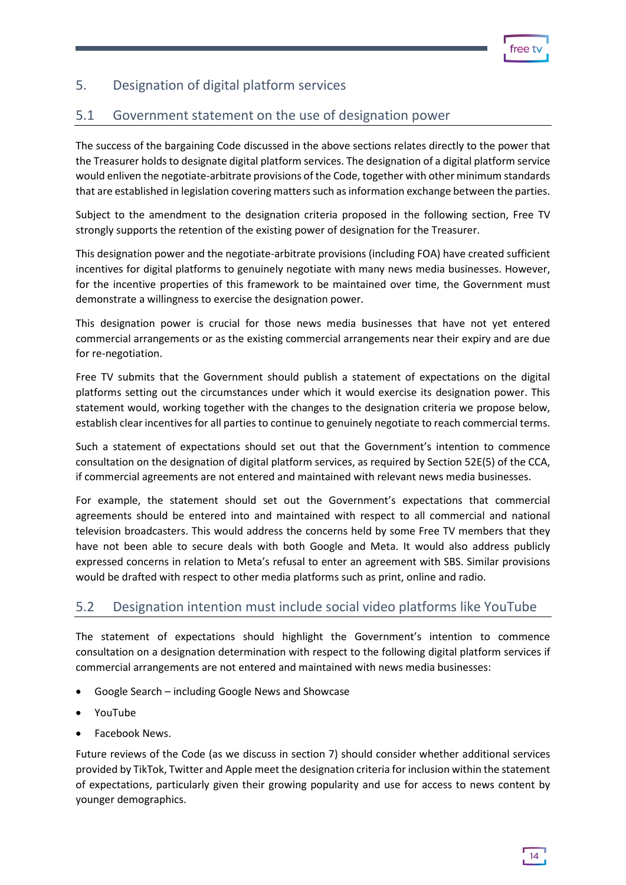## 5. Designation of digital platform services

### 5.1 Government statement on the use of designation power

The success of the bargaining Code discussed in the above sections relates directly to the power that the Treasurer holds to designate digital platform services. The designation of a digital platform service would enliven the negotiate-arbitrate provisions of the Code, together with other minimum standards that are established in legislation covering matters such as information exchange between the parties.

Subject to the amendment to the designation criteria proposed in the following section, Free TV strongly supports the retention of the existing power of designation for the Treasurer.

This designation power and the negotiate-arbitrate provisions (including FOA) have created sufficient incentives for digital platforms to genuinely negotiate with many news media businesses. However, for the incentive properties of this framework to be maintained over time, the Government must demonstrate a willingness to exercise the designation power.

This designation power is crucial for those news media businesses that have not yet entered commercial arrangements or as the existing commercial arrangements near their expiry and are due for re-negotiation.

Free TV submits that the Government should publish a statement of expectations on the digital platforms setting out the circumstances under which it would exercise its designation power. This statement would, working together with the changes to the designation criteria we propose below, establish clear incentives for all parties to continue to genuinely negotiate to reach commercial terms.

Such a statement of expectations should set out that the Government's intention to commence consultation on the designation of digital platform services, as required by Section 52E(5) of the CCA, if commercial agreements are not entered and maintained with relevant news media businesses.

For example, the statement should set out the Government's expectations that commercial agreements should be entered into and maintained with respect to all commercial and national television broadcasters. This would address the concerns held by some Free TV members that they have not been able to secure deals with both Google and Meta. It would also address publicly expressed concerns in relation to Meta's refusal to enter an agreement with SBS. Similar provisions would be drafted with respect to other media platforms such as print, online and radio.

### 5.2 Designation intention must include social video platforms like YouTube

The statement of expectations should highlight the Government's intention to commence consultation on a designation determination with respect to the following digital platform services if commercial arrangements are not entered and maintained with news media businesses:

- Google Search – including Google News and Showcase
- YouTube
- Facebook News.

Future reviews of the Code (as we discuss in section 7) should consider whether additional services provided by TikTok, Twitter and Apple meet the designation criteria for inclusion within the statement of expectations, particularly given their growing popularity and use for access to news content by younger demographics.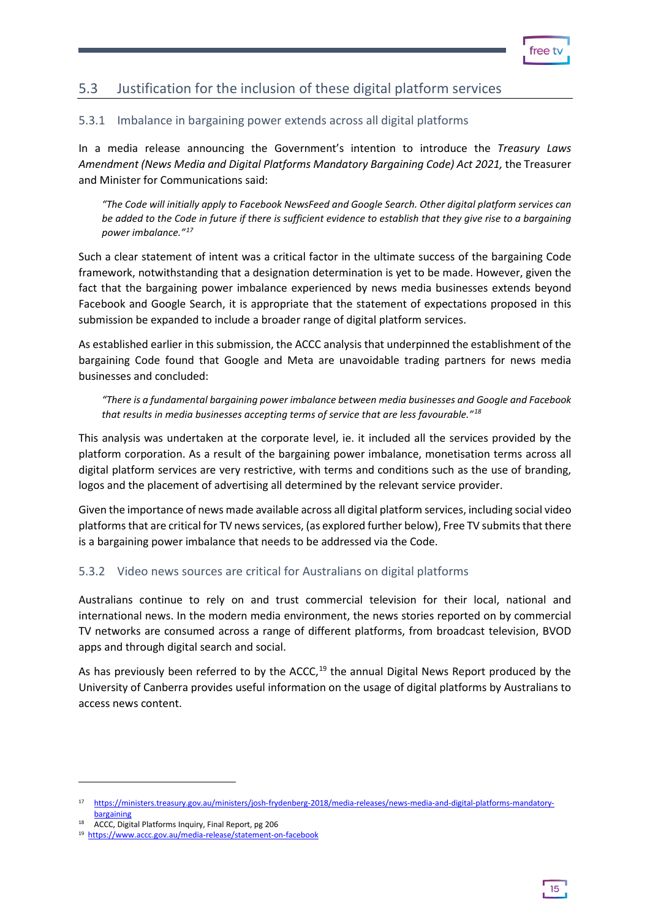## 5.3 Justification for the inclusion of these digital platform services

### 5.3.1 Imbalance in bargaining power extends across all digital platforms

In a media release announcing the Government's intention to introduce the *Treasury Laws Amendment (News Media and Digital Platforms Mandatory Bargaining Code) Act 2021,* the Treasurer and Minister for Communications said:

> *"The Code will initially apply to Facebook NewsFeed and Google Search. Other digital platform services can be added to the Code in future if there is sufficient evidence to establish that they give rise to a bargaining power imbalance."*[17]

Such a clear statement of intent was a critical factor in the ultimate success of the bargaining Code framework, notwithstanding that a designation determination is yet to be made. However, given the fact that the bargaining power imbalance experienced by news media businesses extends beyond Facebook and Google Search, it is appropriate that the statement of expectations proposed in this submission be expanded to include a broader range of digital platform services.

As established earlier in this submission, the ACCC analysis that underpinned the establishment of the bargaining Code found that Google and Meta are unavoidable trading partners for news media businesses and concluded:

> *"There is a fundamental bargaining power imbalance between media businesses and Google and Facebook that results in media businesses accepting terms of service that are less favourable."*[18]

This analysis was undertaken at the corporate level, ie. it included all the services provided by the platform corporation. As a result of the bargaining power imbalance, monetisation terms across all digital platform services are very restrictive, with terms and conditions such as the use of branding, logos and the placement of advertising all determined by the relevant service provider.

Given the importance of news made available across all digital platform services, including social video platforms that are critical for TV news services, (as explored further below), Free TV submits that there is a bargaining power imbalance that needs to be addressed via the Code.

### 5.3.2 Video news sources are critical for Australians on digital platforms

Australians continue to rely on and trust commercial television for their local, national and international news. In the modern media environment, the news stories reported on by commercial TV networks are consumed across a range of different platforms, from broadcast television, BVOD apps and through digital search and social.

As has previously been referred to by the ACCC,[19] the annual Digital News Report produced by the University of Canberra provides useful information on the usage of digital platforms by Australians to access news content.

---

[17] https://ministers.treasury.gov.au/ministers/josh-frydenberg-2018/media-releases/news-media-and-digital-platforms-mandatory-bargaining

[18] ACCC, Digital Platforms Inquiry, Final Report, pg 206

[19] https://www.accc.gov.au/media-release/statement-on-facebook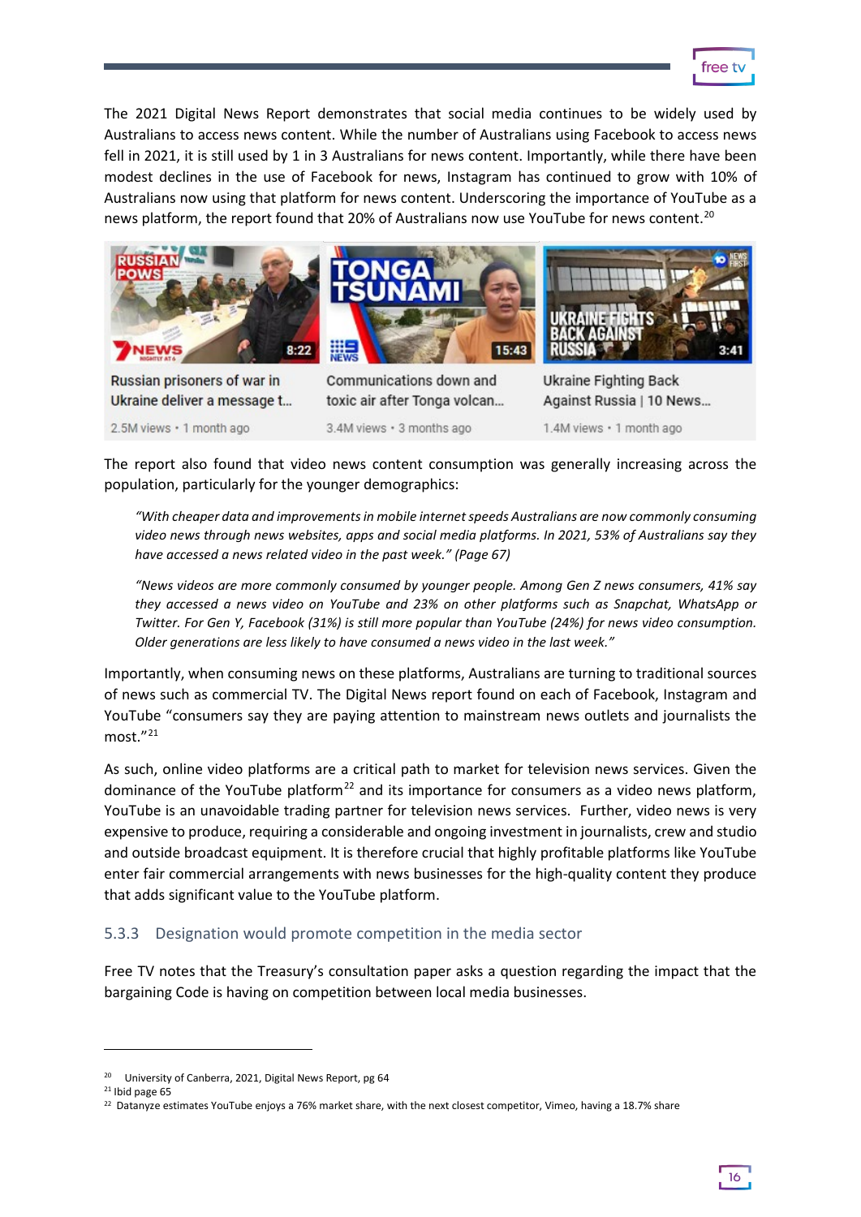The 2021 Digital News Report demonstrates that social media continues to be widely used by Australians to access news content. While the number of Australians using Facebook to access news fell in 2021, it is still used by 1 in 3 Australians for news content. Importantly, while there have been modest declines in the use of Facebook for news, Instagram has continued to grow with 10% of Australians now using that platform for news content. Underscoring the importance of YouTube as a news platform, the report found that 20% of Australians now use YouTube for news content.[20]

The report also found that video news content consumption was generally increasing across the population, particularly for the younger demographics:

> *"With cheaper data and improvements in mobile internet speeds Australians are now commonly consuming video news through news websites, apps and social media platforms. In 2021, 53% of Australians say they have accessed a news related video in the past week." (Page 67)*

> *"News videos are more commonly consumed by younger people. Among Gen Z news consumers, 41% say they accessed a news video on YouTube and 23% on other platforms such as Snapchat, WhatsApp or Twitter. For Gen Y, Facebook (31%) is still more popular than YouTube (24%) for news video consumption. Older generations are less likely to have consumed a news video in the last week."*

Importantly, when consuming news on these platforms, Australians are turning to traditional sources of news such as commercial TV. The Digital News report found on each of Facebook, Instagram and YouTube "consumers say they are paying attention to mainstream news outlets and journalists the most."[21]

As such, online video platforms are a critical path to market for television news services. Given the dominance of the YouTube platform[22] and its importance for consumers as a video news platform, YouTube is an unavoidable trading partner for television news services. Further, video news is very expensive to produce, requiring a considerable and ongoing investment in journalists, crew and studio and outside broadcast equipment. It is therefore crucial that highly profitable platforms like YouTube enter fair commercial arrangements with news businesses for the high-quality content they produce that adds significant value to the YouTube platform.

### 5.3.3 Designation would promote competition in the media sector

Free TV notes that the Treasury's consultation paper asks a question regarding the impact that the bargaining Code is having on competition between local media businesses.

---

[20] University of Canberra, 2021, Digital News Report, pg 64

[21] Ibid page 65

[22] Datanyze estimates YouTube enjoys a 76% market share, with the next closest competitor, Vimeo, having a 18.7% share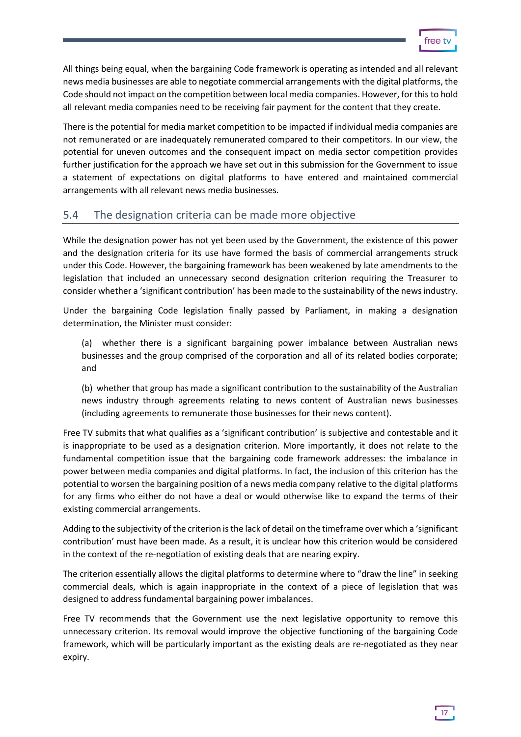All things being equal, when the bargaining Code framework is operating as intended and all relevant news media businesses are able to negotiate commercial arrangements with the digital platforms, the Code should not impact on the competition between local media companies. However, for this to hold all relevant media companies need to be receiving fair payment for the content that they create.

There is the potential for media market competition to be impacted if individual media companies are not remunerated or are inadequately remunerated compared to their competitors. In our view, the potential for uneven outcomes and the consequent impact on media sector competition provides further justification for the approach we have set out in this submission for the Government to issue a statement of expectations on digital platforms to have entered and maintained commercial arrangements with all relevant news media businesses.

## 5.4 The designation criteria can be made more objective

While the designation power has not yet been used by the Government, the existence of this power and the designation criteria for its use have formed the basis of commercial arrangements struck under this Code. However, the bargaining framework has been weakened by late amendments to the legislation that included an unnecessary second designation criterion requiring the Treasurer to consider whether a 'significant contribution' has been made to the sustainability of the news industry.

Under the bargaining Code legislation finally passed by Parliament, in making a designation determination, the Minister must consider:

> (a) whether there is a significant bargaining power imbalance between Australian news businesses and the group comprised of the corporation and all of its related bodies corporate; and
>
> (b) whether that group has made a significant contribution to the sustainability of the Australian news industry through agreements relating to news content of Australian news businesses (including agreements to remunerate those businesses for their news content).

Free TV submits that what qualifies as a 'significant contribution' is subjective and contestable and it is inappropriate to be used as a designation criterion. More importantly, it does not relate to the fundamental competition issue that the bargaining code framework addresses: the imbalance in power between media companies and digital platforms. In fact, the inclusion of this criterion has the potential to worsen the bargaining position of a news media company relative to the digital platforms for any firms who either do not have a deal or would otherwise like to expand the terms of their existing commercial arrangements.

Adding to the subjectivity of the criterion is the lack of detail on the timeframe over which a 'significant contribution' must have been made. As a result, it is unclear how this criterion would be considered in the context of the re-negotiation of existing deals that are nearing expiry.

The criterion essentially allows the digital platforms to determine where to "draw the line" in seeking commercial deals, which is again inappropriate in the context of a piece of legislation that was designed to address fundamental bargaining power imbalances.

Free TV recommends that the Government use the next legislative opportunity to remove this unnecessary criterion. Its removal would improve the objective functioning of the bargaining Code framework, which will be particularly important as the existing deals are re-negotiated as they near expiry.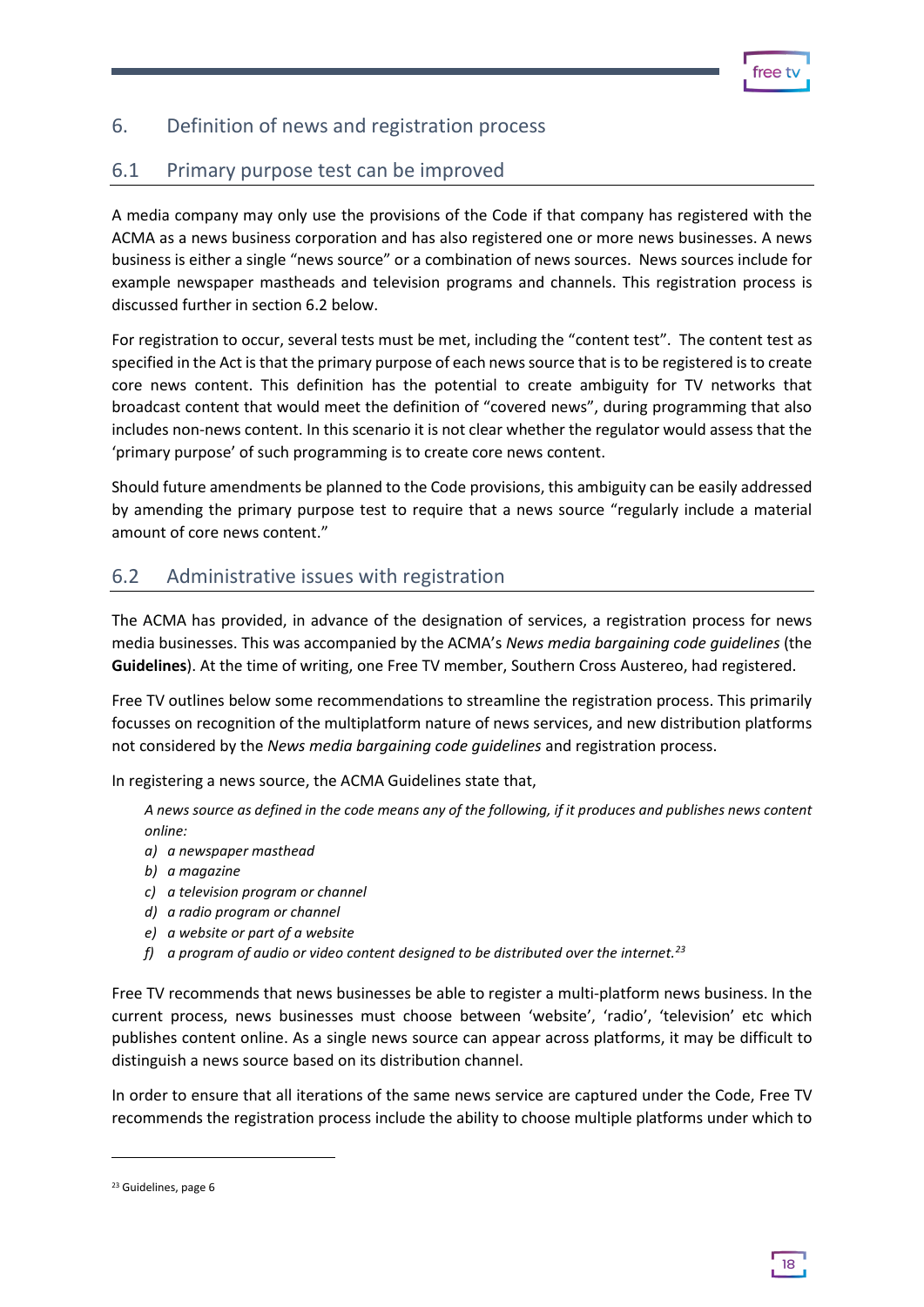## 6. Definition of news and registration process

### 6.1 Primary purpose test can be improved

A media company may only use the provisions of the Code if that company has registered with the ACMA as a news business corporation and has also registered one or more news businesses. A news business is either a single "news source" or a combination of news sources. News sources include for example newspaper mastheads and television programs and channels. This registration process is discussed further in section 6.2 below.

For registration to occur, several tests must be met, including the "content test". The content test as specified in the Act is that the primary purpose of each news source that is to be registered is to create core news content. This definition has the potential to create ambiguity for TV networks that broadcast content that would meet the definition of "covered news", during programming that also includes non-news content. In this scenario it is not clear whether the regulator would assess that the 'primary purpose' of such programming is to create core news content.

Should future amendments be planned to the Code provisions, this ambiguity can be easily addressed by amending the primary purpose test to require that a news source "regularly include a material amount of core news content."

### 6.2 Administrative issues with registration

The ACMA has provided, in advance of the designation of services, a registration process for news media businesses. This was accompanied by the ACMA's *News media bargaining code guidelines* (the **Guidelines**). At the time of writing, one Free TV member, Southern Cross Austereo, had registered.

Free TV outlines below some recommendations to streamline the registration process. This primarily focusses on recognition of the multiplatform nature of news services, and new distribution platforms not considered by the *News media bargaining code guidelines* and registration process.

In registering a news source, the ACMA Guidelines state that,

> *A news source as defined in the code means any of the following, if it produces and publishes news content online:*
> *a) a newspaper masthead*
> *b) a magazine*
> *c) a television program or channel*
> *d) a radio program or channel*
> *e) a website or part of a website*
> *f) a program of audio or video content designed to be distributed over the internet.*[23]

Free TV recommends that news businesses be able to register a multi-platform news business. In the current process, news businesses must choose between 'website', 'radio', 'television' etc which publishes content online. As a single news source can appear across platforms, it may be difficult to distinguish a news source based on its distribution channel.

In order to ensure that all iterations of the same news service are captured under the Code, Free TV recommends the registration process include the ability to choose multiple platforms under which to

[23] Guidelines, page 6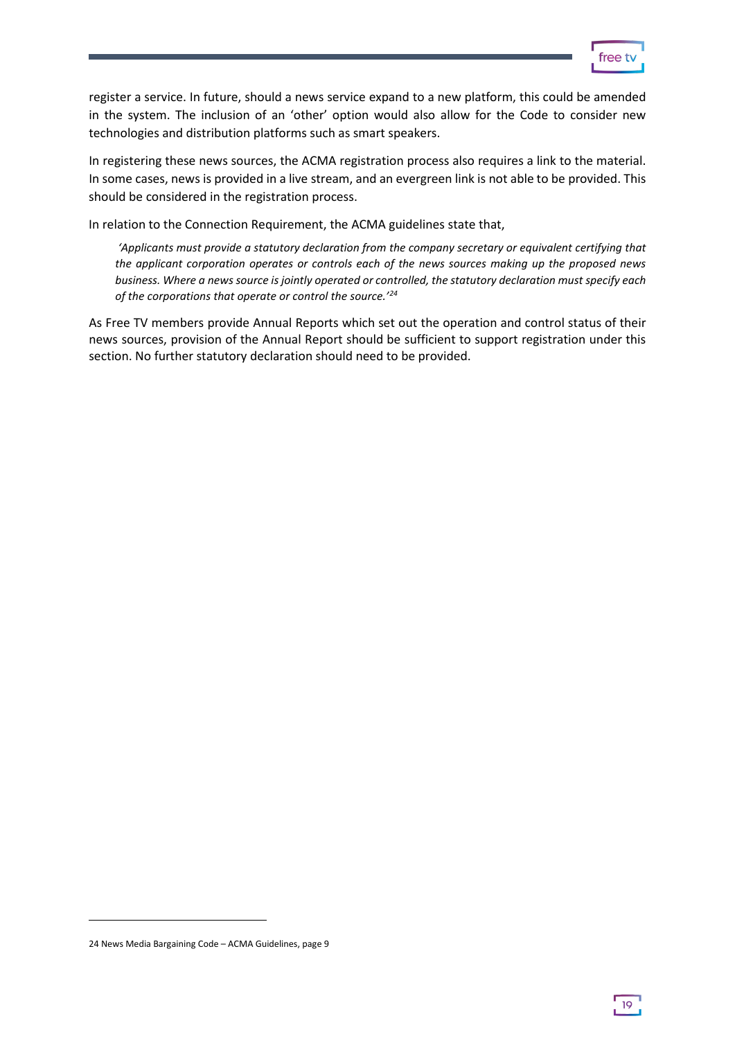register a service. In future, should a news service expand to a new platform, this could be amended in the system. The inclusion of an 'other' option would also allow for the Code to consider new technologies and distribution platforms such as smart speakers.

In registering these news sources, the ACMA registration process also requires a link to the material. In some cases, news is provided in a live stream, and an evergreen link is not able to be provided. This should be considered in the registration process.

In relation to the Connection Requirement, the ACMA guidelines state that,

> *'Applicants must provide a statutory declaration from the company secretary or equivalent certifying that the applicant corporation operates or controls each of the news sources making up the proposed news business. Where a news source is jointly operated or controlled, the statutory declaration must specify each of the corporations that operate or control the source.'*[24]

As Free TV members provide Annual Reports which set out the operation and control status of their news sources, provision of the Annual Report should be sufficient to support registration under this section. No further statutory declaration should need to be provided.

---

24 News Media Bargaining Code – ACMA Guidelines, page 9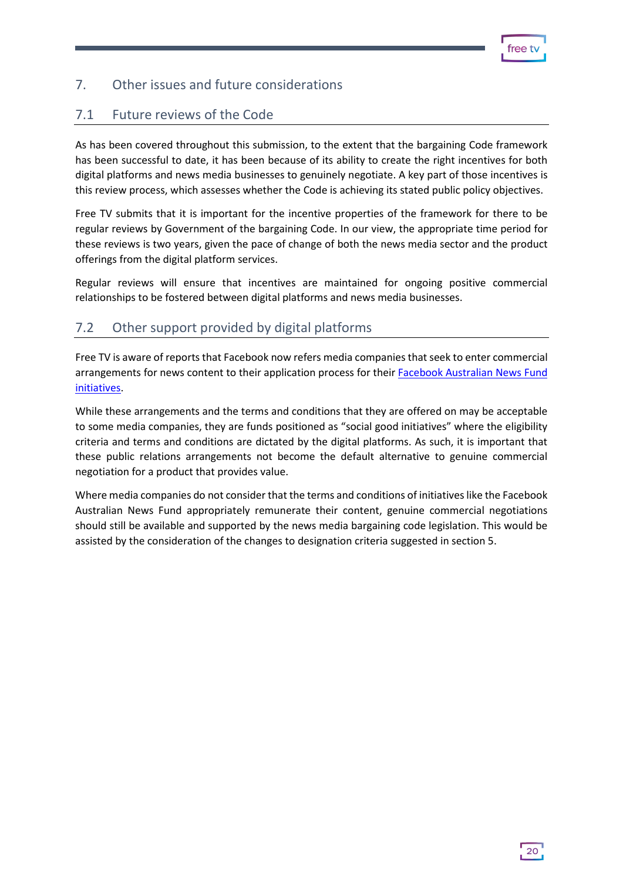# 7. Other issues and future considerations

## 7.1 Future reviews of the Code

As has been covered throughout this submission, to the extent that the bargaining Code framework has been successful to date, it has been because of its ability to create the right incentives for both digital platforms and news media businesses to genuinely negotiate. A key part of those incentives is this review process, which assesses whether the Code is achieving its stated public policy objectives.

Free TV submits that it is important for the incentive properties of the framework for there to be regular reviews by Government of the bargaining Code. In our view, the appropriate time period for these reviews is two years, given the pace of change of both the news media sector and the product offerings from the digital platform services.

Regular reviews will ensure that incentives are maintained for ongoing positive commercial relationships to be fostered between digital platforms and news media businesses.

## 7.2 Other support provided by digital platforms

Free TV is aware of reports that Facebook now refers media companies that seek to enter commercial arrangements for news content to their application process for their Facebook Australian News Fund initiatives.

While these arrangements and the terms and conditions that they are offered on may be acceptable to some media companies, they are funds positioned as "social good initiatives" where the eligibility criteria and terms and conditions are dictated by the digital platforms. As such, it is important that these public relations arrangements not become the default alternative to genuine commercial negotiation for a product that provides value.

Where media companies do not consider that the terms and conditions of initiatives like the Facebook Australian News Fund appropriately remunerate their content, genuine commercial negotiations should still be available and supported by the news media bargaining code legislation. This would be assisted by the consideration of the changes to designation criteria suggested in section 5.